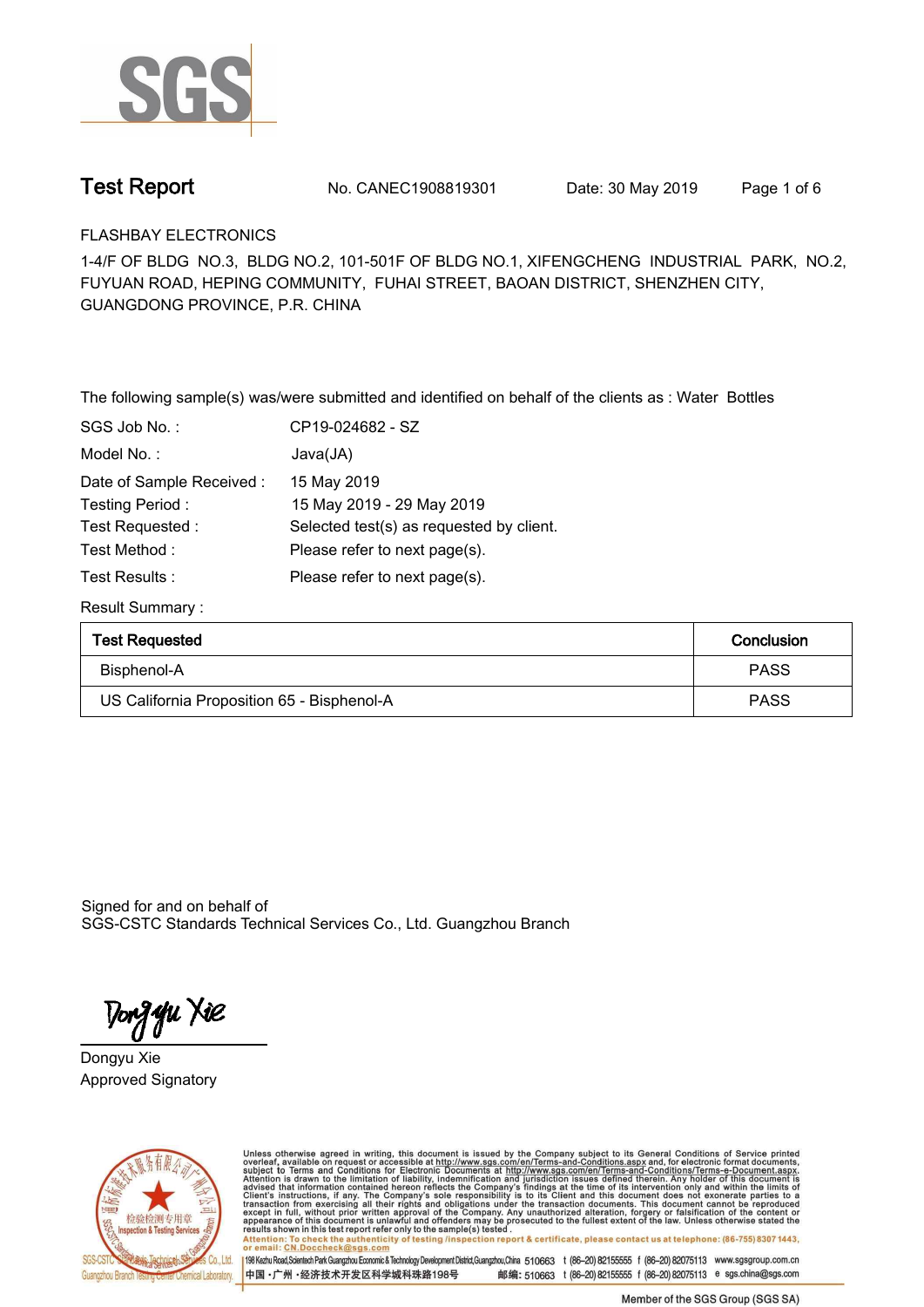# Test Report

No. CANEC1908819301 Date: 30 May 2019

FLASHBAY ELECTRONICS

1-4/F OF BLDG NO.3, BLDG NO.2, 101-501F OF BLDG NO.1, XIFENGCHENG INDUSTRIAL PARK, NO.2, FUYUAN ROAD, HEPING COMMUNITY, FUHAI STREET, BAOAN DISTRICT, SHENZHEN CITY, GUANGDONG PROVINCE, P.R. CHINA

The following sample(s) was/were submitted and identified on behalf of the clients as : Water Bottles

| | |
|---|---|
| SGS Job No. : | CP19-024682 - SZ |
| Model No. : | Java(JA) |
| Date of Sample Received : | 15 May 2019 |
| Testing Period : | 15 May 2019 - 29 May 2019 |
| Test Requested : | Selected test(s) as requested by client. |
| Test Method : | Please refer to next page(s). |
| Test Results : | Please refer to next page(s). |

Result Summary :

| Test Requested | Conclusion |
|---|---|
| Bisphenol-A | PASS |
| US California Proposition 65 - Bisphenol-A | PASS |

Signed for and on behalf of
SGS-CSTC Standards Technical Services Co., Ltd. Guangzhou Branch

Dongyu Xie
Approved Signatory

Unless otherwise agreed in writing, this document is issued by the Company subject to its General Conditions of Service printed overleaf, available on request or accessible at http://www.sgs.com/en/Terms-and-Conditions.aspx and, for electronic format documents, subject to Terms and Conditions for Electronic Documents at http://www.sgs.com/en/Terms-and-Conditions/Terms-e-Document.aspx. Attention is drawn to the limitation of liability, indemnification and jurisdiction issues defined therein. Any holder of this document is advised that information contained hereon reflects the Company's findings at the time of its intervention only and within the limits of Client's instructions, if any. The Company's sole responsibility is to its Client and this document does not exonerate parties to a transaction from exercising all their rights and obligations under the transaction documents. This document cannot be reproduced except in full, without prior written approval of the Company. Any unauthorized alteration, forgery or falsification of the content or appearance of this document is unlawful and offenders may be prosecuted to the fullest extent of the law. Unless otherwise stated the results shown in this test report refer only to the sample(s) tested .

Attention: To check the authenticity of testing /inspection report & certificate, please contact us at telephone: (86-755) 8307 1443, or email: CN.Doccheck@sgs.com

SGS-CSTC Standards Technical Services Co., Ltd. Guangzhou Branch Testing Center Chemical Laboratory.

198 Kezhu Road,Scientech Park Guangzhou Economic & Technology Development District,Guangzhou,China 510663 t (86-20) 82155555 f (86-20) 82075113 www.sgsgroup.com.cn

中国 ·广州 ·经济技术开发区科学城科珠路198号 邮编: 510663 t (86-20) 82155555 f (86-20) 82075113 e sgs.china@sgs.com

Member of the SGS Group (SGS SA)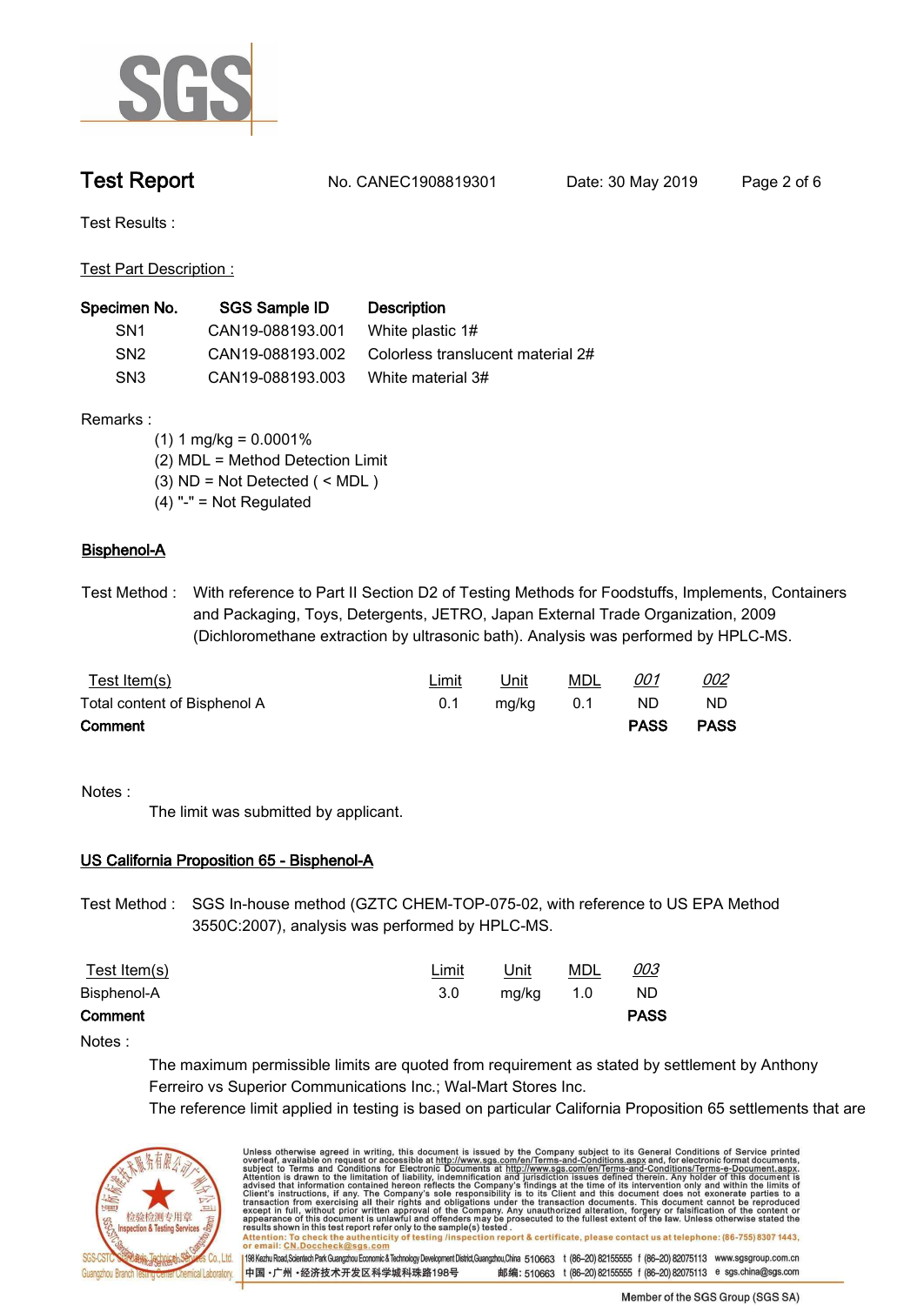# Test Report

No. CANEC1908819301 Date: 30 May 2019

Test Results :

Test Part Description :

| Specimen No. | SGS Sample ID | Description |
|---|---|---|
| SN1 | CAN19-088193.001 | White plastic 1# |
| SN2 | CAN19-088193.002 | Colorless translucent material 2# |
| SN3 | CAN19-088193.003 | White material 3# |

Remarks :

(1) 1 mg/kg = 0.0001%
(2) MDL = Method Detection Limit
(3) ND = Not Detected ( < MDL )
(4) "-" = Not Regulated

## Bisphenol-A

Test Method : With reference to Part II Section D2 of Testing Methods for Foodstuffs, Implements, Containers and Packaging, Toys, Detergents, JETRO, Japan External Trade Organization, 2009 (Dichloromethane extraction by ultrasonic bath). Analysis was performed by HPLC-MS.

| Test Item(s) | Limit | Unit | MDL | 001 | 002 |
|---|---|---|---|---|---|
| Total content of Bisphenol A | 0.1 | mg/kg | 0.1 | ND | ND |
| **Comment** | | | | **PASS** | **PASS** |

Notes :

The limit was submitted by applicant.

## US California Proposition 65 - Bisphenol-A

Test Method : SGS In-house method (GZTC CHEM-TOP-075-02, with reference to US EPA Method 3550C:2007), analysis was performed by HPLC-MS.

| Test Item(s) | Limit | Unit | MDL | 003 |
|---|---|---|---|---|
| Bisphenol-A | 3.0 | mg/kg | 1.0 | ND |
| **Comment** | | | | **PASS** |

Notes :

The maximum permissible limits are quoted from requirement as stated by settlement by Anthony Ferreiro vs Superior Communications Inc.; Wal-Mart Stores Inc.
The reference limit applied in testing is based on particular California Proposition 65 settlements that are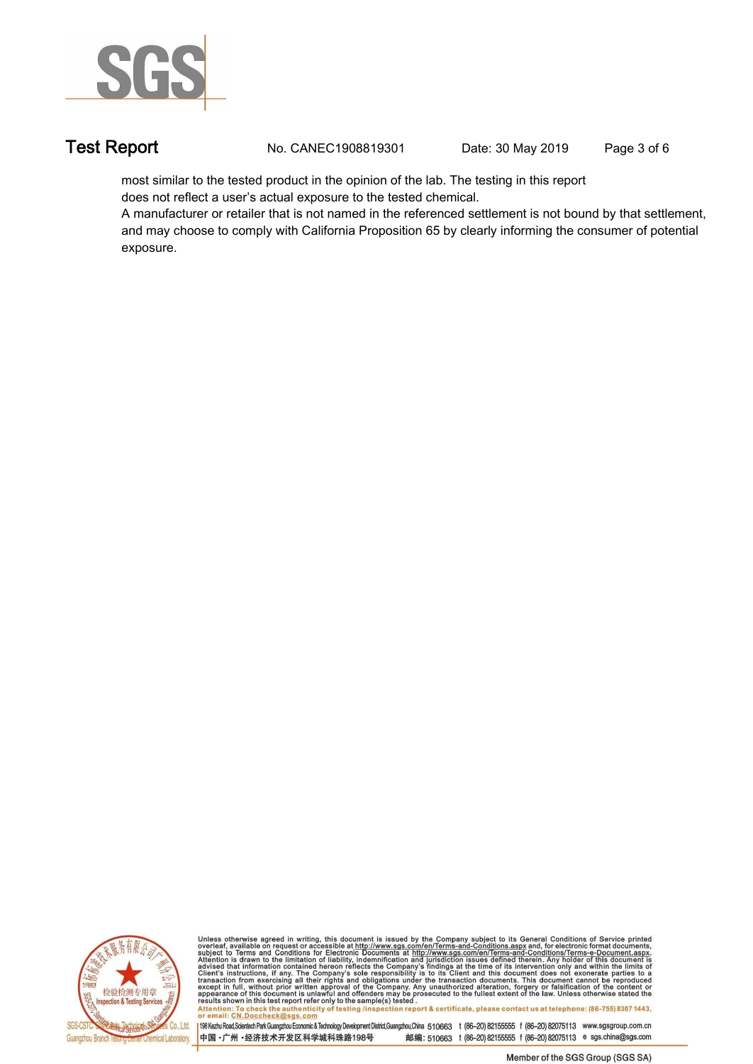most similar to the tested product in the opinion of the lab. The testing in this report does not reflect a user's actual exposure to the tested chemical.

A manufacturer or retailer that is not named in the referenced settlement is not bound by that settlement, and may choose to comply with California Proposition 65 by clearly informing the consumer of potential exposure.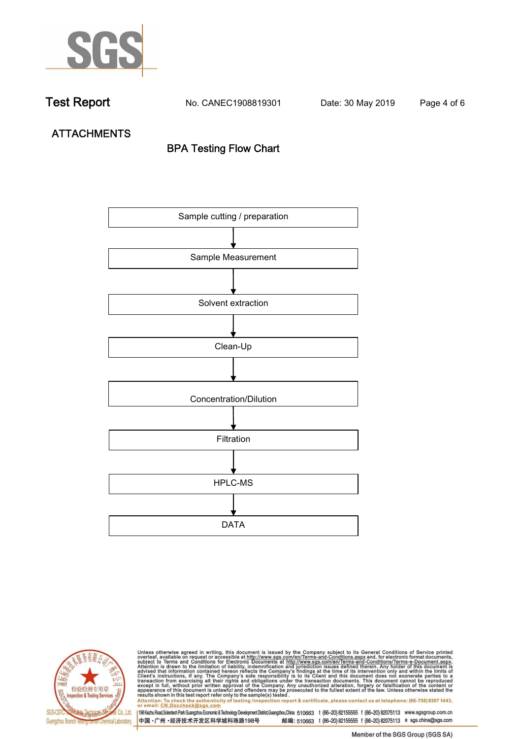## ATTACHMENTS

### BPA Testing Flow Chart

Sample cutting / preparation

↓

Sample Measurement

↓

Solvent extraction

↓

Clean-Up

↓

Concentration/Dilution

↓

Filtration

↓

HPLC-MS

↓

DATA

Unless otherwise agreed in writing, this document is issued by the Company subject to its General Conditions of Service printed overleaf, available on request or accessible at http://www.sgs.com/en/Terms-and-Conditions.aspx and, for electronic format documents, subject to Terms and Conditions for Electronic Documents at http://www.sgs.com/en/Terms-and-Conditions/Terms-e-Document.aspx. Attention is drawn to the limitation of liability, indemnification and jurisdiction issues defined therein. Any holder of this document is advised that information contained hereon reflects the Company's findings at the time of its intervention only and within the limits of Client's instructions, if any. The Company's sole responsibility is to its Client and this document does not exonerate parties to a transaction from exercising all their rights and obligations under the transaction documents. This document cannot be reproduced except in full, without prior written approval of the Company. Any unauthorized alteration, forgery or falsification of the content or appearance of this document is unlawful and offenders may be prosecuted to the fullest extent of the law. Unless otherwise stated the results shown in this test report refer only to the sample(s) tested.
Attention: To check the authenticity of testing /inspection report & certificate, please contact us at telephone: (86-755) 8307 1443, or email: CN.Doccheck@sgs.com

SGS-CSTC Standards Technical Services Co., Ltd. Guangzhou Branch Testing Center Chemical Laboratory.

198 Kezhu Road,Scientech Park Guangzhou Economic & Technology Development District,Guangzhou,China 510663 t (86-20) 82155555 f (86-20) 82075113 www.sgsgroup.com.cn
中国・广州・经济技术开发区科学城科珠路198号 邮编: 510663 t (86-20) 82155555 f (86-20) 82075113 e sgs.china@sgs.com

Member of the SGS Group (SGS SA)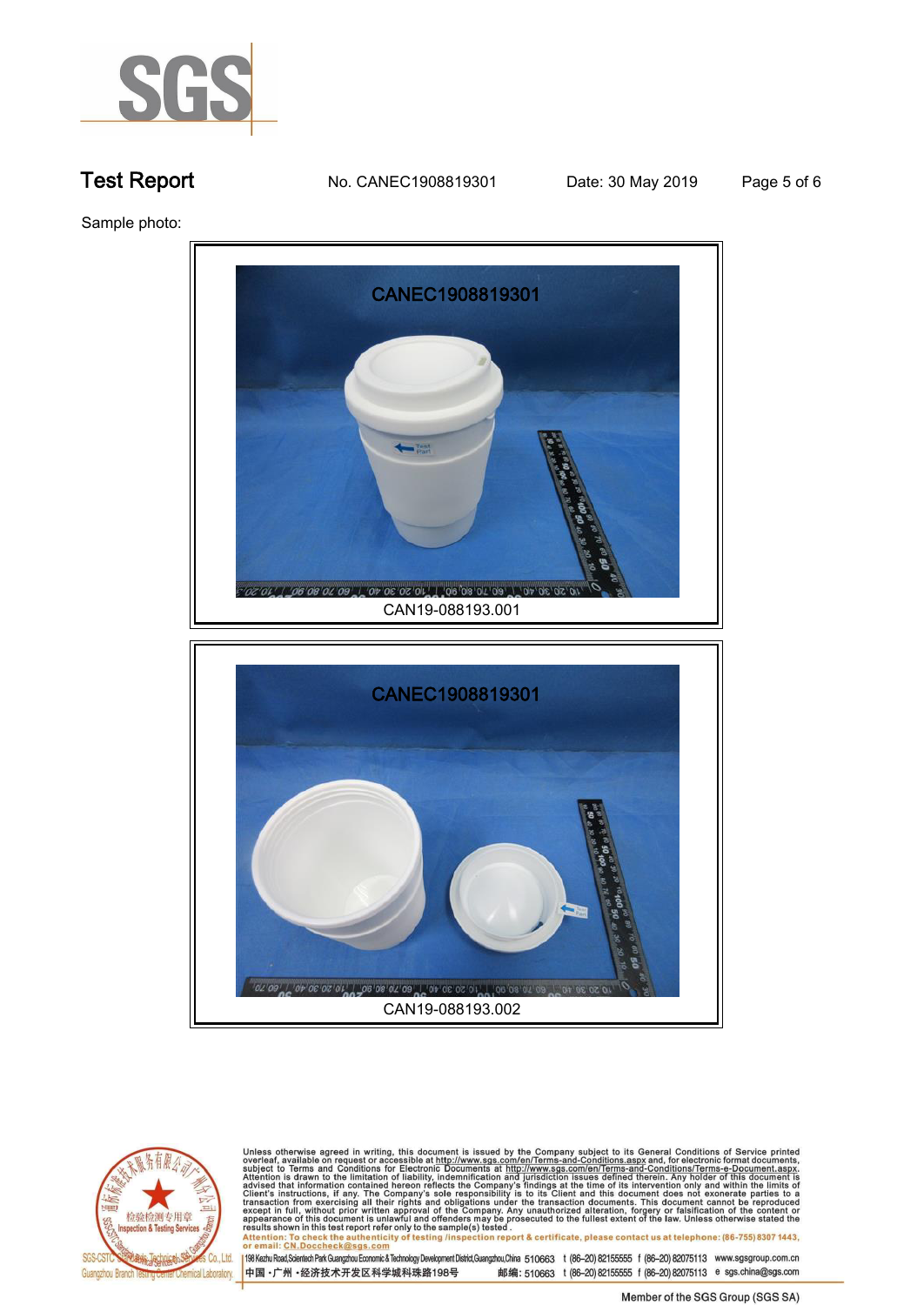**Test Report** No. CANEC1908819301 Date: 30 May 2019

Sample photo:

CAN19-088193.001

CAN19-088193.002

Unless otherwise agreed in writing, this document is issued by the Company subject to its General Conditions of Service printed overleaf, available on request or accessible at http://www.sgs.com/en/Terms-and-Conditions.aspx and, for electronic format documents, subject to Terms and Conditions for Electronic Documents at http://www.sgs.com/en/Terms-and-Conditions/Terms-e-Document.aspx. Attention is drawn to the limitation of liability, indemnification and jurisdiction issues defined therein. Any holder of this document is advised that information contained hereon reflects the Company's findings at the time of its intervention only and within the limits of Client's instructions, if any. The Company's sole responsibility is to its Client and this document does not exonerate parties to a transaction from exercising all their rights and obligations under the transaction documents. This document cannot be reproduced except in full, without prior written approval of the Company. Any unauthorized alteration, forgery or falsification of the content or appearance of this document is unlawful and offenders may be prosecuted to the fullest extent of the law. Unless otherwise stated the results shown in this test report refer only to the sample(s) tested .

Attention: To check the authenticity of testing /inspection report & certificate, please contact us at telephone: (86-755) 8307 1443, or email: CN.Doccheck@sgs.com

198 Kezhu Road,Scientech Park Guangzhou Economic & Technology Development District,Guangzhou,China 510663 t (86–20) 82155555 f (86–20) 82075113 www.sgsgroup.com.cn

中国 •广州 •经济技术开发区科学城科珠路198号 邮编: 510663 t (86–20) 82155555 f (86–20) 82075113 e sgs.china@sgs.com

Member of the SGS Group (SGS SA)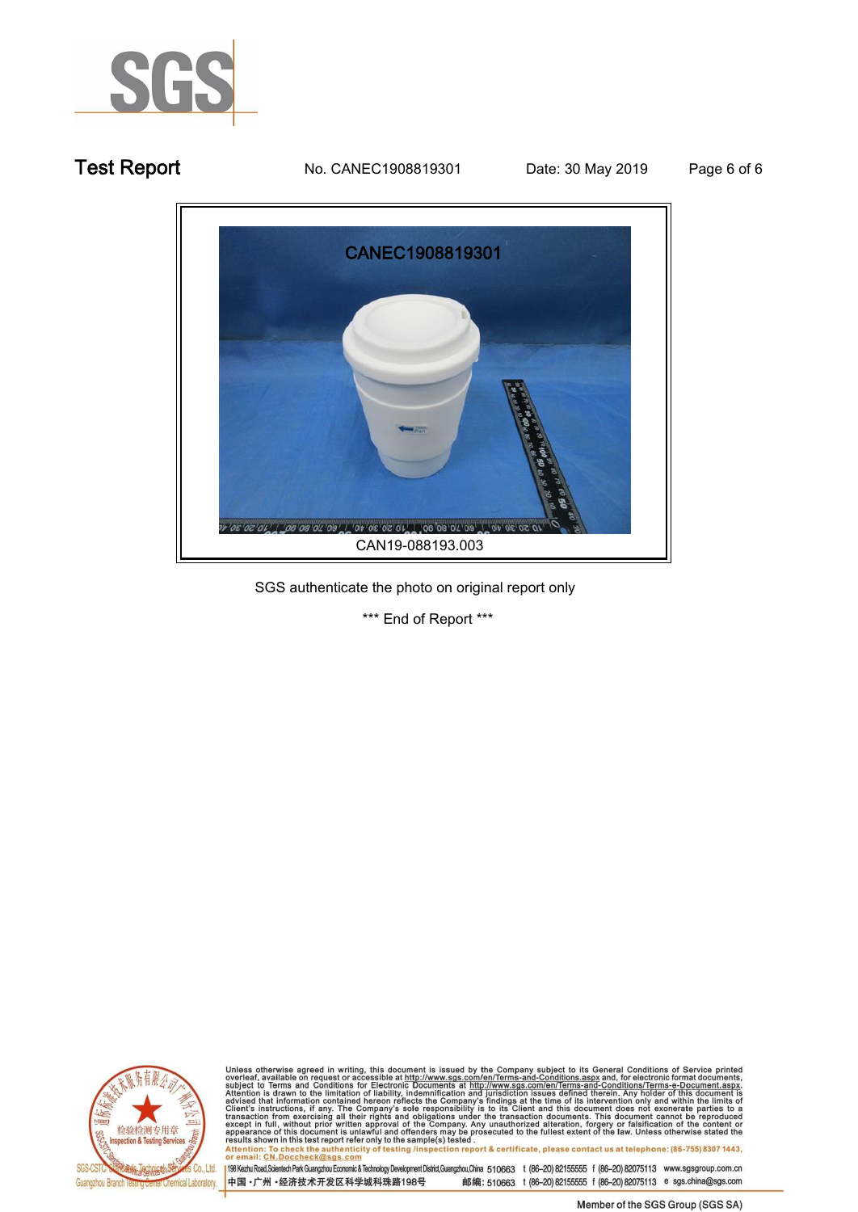CAN19-088193.003

SGS authenticate the photo on original report only

*** End of Report ***